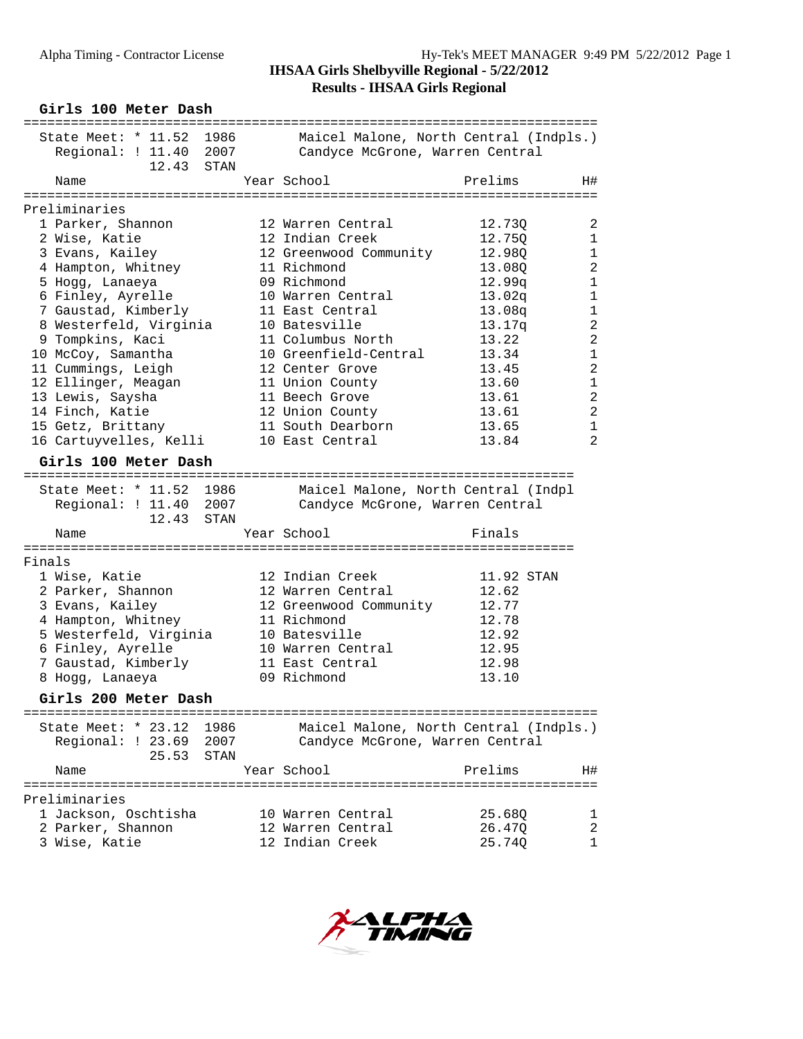# IHSAA Girls Shelbyville Regional - 5/22/2012

## Results - IHSAA Girls Regional

### Girls 100 Meter Dash

State Meet: * 11.52 1986 Maicel Malone, North Central (Indpls.)
Regional: ! 11.40 2007 Candyce McGrone, Warren Central
12.43 STAN

**Preliminaries**

| Place | Name | Year | School | Prelims | H# |
|---|---|---|---|---|---|
| 1 | Parker, Shannon | 12 | Warren Central | 12.73Q | 2 |
| 2 | Wise, Katie | 12 | Indian Creek | 12.75Q | 1 |
| 3 | Evans, Kailey | 12 | Greenwood Community | 12.98Q | 1 |
| 4 | Hampton, Whitney | 11 | Richmond | 13.08Q | 2 |
| 5 | Hogg, Lanaeya | 09 | Richmond | 12.99q | 1 |
| 6 | Finley, Ayrelle | 10 | Warren Central | 13.02q | 1 |
| 7 | Gaustad, Kimberly | 11 | East Central | 13.08q | 1 |
| 8 | Westerfeld, Virginia | 10 | Batesville | 13.17q | 2 |
| 9 | Tompkins, Kaci | 11 | Columbus North | 13.22 | 2 |
| 10 | McCoy, Samantha | 10 | Greenfield-Central | 13.34 | 1 |
| 11 | Cummings, Leigh | 12 | Center Grove | 13.45 | 2 |
| 12 | Ellinger, Meagan | 11 | Union County | 13.60 | 1 |
| 13 | Lewis, Saysha | 11 | Beech Grove | 13.61 | 2 |
| 14 | Finch, Katie | 12 | Union County | 13.61 | 2 |
| 15 | Getz, Brittany | 11 | South Dearborn | 13.65 | 1 |
| 16 | Cartuyvelles, Kelli | 10 | East Central | 13.84 | 2 |

### Girls 100 Meter Dash

State Meet: * 11.52 1986 Maicel Malone, North Central (Indpl
Regional: ! 11.40 2007 Candyce McGrone, Warren Central
12.43 STAN

**Finals**

| Place | Name | Year | School | Finals |
|---|---|---|---|---|
| 1 | Wise, Katie | 12 | Indian Creek | 11.92 STAN |
| 2 | Parker, Shannon | 12 | Warren Central | 12.62 |
| 3 | Evans, Kailey | 12 | Greenwood Community | 12.77 |
| 4 | Hampton, Whitney | 11 | Richmond | 12.78 |
| 5 | Westerfeld, Virginia | 10 | Batesville | 12.92 |
| 6 | Finley, Ayrelle | 10 | Warren Central | 12.95 |
| 7 | Gaustad, Kimberly | 11 | East Central | 12.98 |
| 8 | Hogg, Lanaeya | 09 | Richmond | 13.10 |

### Girls 200 Meter Dash

State Meet: * 23.12 1986 Maicel Malone, North Central (Indpls.)
Regional: ! 23.69 2007 Candyce McGrone, Warren Central
25.53 STAN

**Preliminaries**

| Place | Name | Year | School | Prelims | H# |
|---|---|---|---|---|---|
| 1 | Jackson, Oschtisha | 10 | Warren Central | 25.68Q | 1 |
| 2 | Parker, Shannon | 12 | Warren Central | 26.47Q | 2 |
| 3 | Wise, Katie | 12 | Indian Creek | 25.74Q | 1 |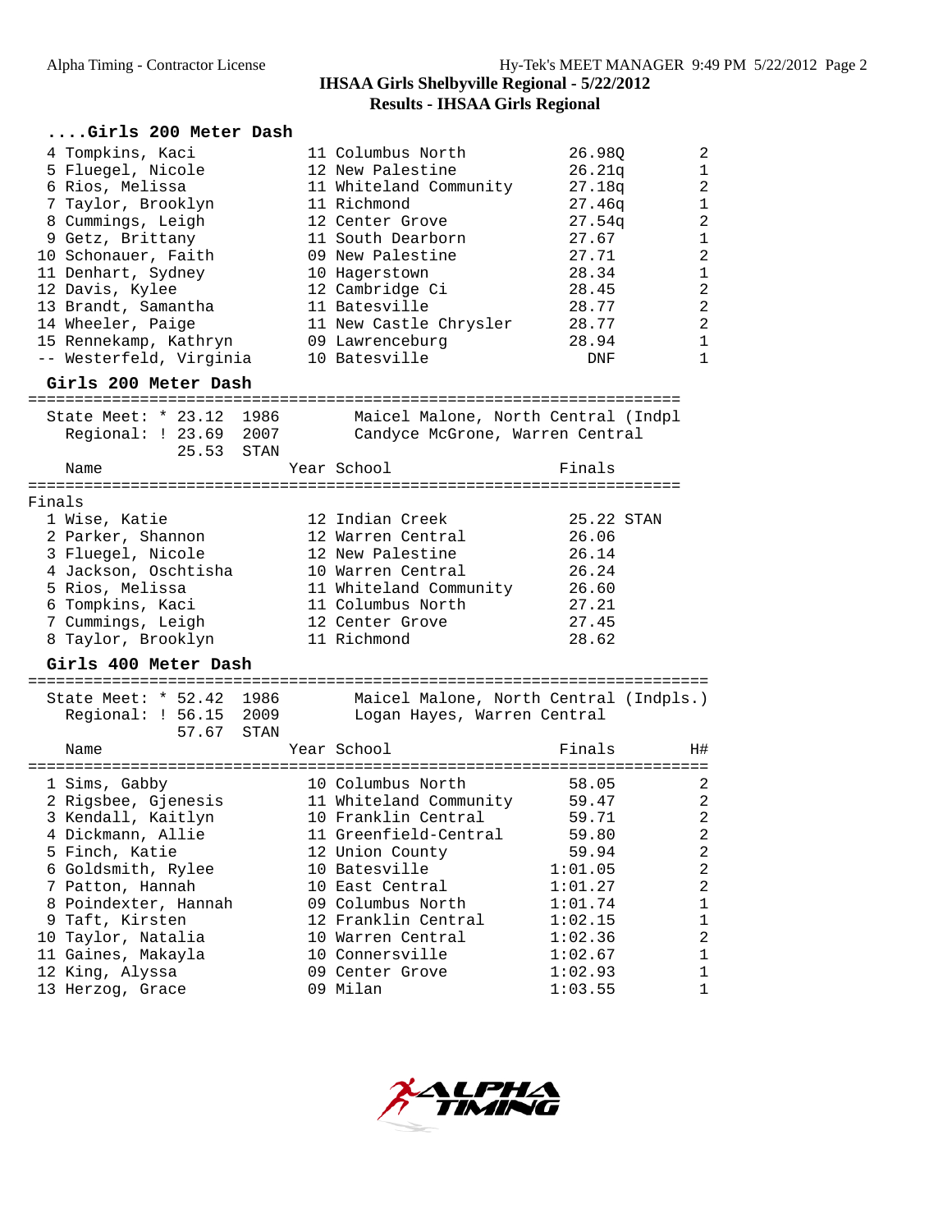## IHSAA Girls Shelbyville Regional - 5/22/2012

### Results - IHSAA Girls Regional

### ....Girls 200 Meter Dash

| Place | Name | Year | School | Prelims | H# |
|---|---|---|---|---|---|
| 4 | Tompkins, Kaci | 11 | Columbus North | 26.98Q | 2 |
| 5 | Fluegel, Nicole | 12 | New Palestine | 26.21q | 1 |
| 6 | Rios, Melissa | 11 | Whiteland Community | 27.18q | 2 |
| 7 | Taylor, Brooklyn | 11 | Richmond | 27.46q | 1 |
| 8 | Cummings, Leigh | 12 | Center Grove | 27.54q | 2 |
| 9 | Getz, Brittany | 11 | South Dearborn | 27.67 | 1 |
| 10 | Schonauer, Faith | 09 | New Palestine | 27.71 | 2 |
| 11 | Denhart, Sydney | 10 | Hagerstown | 28.34 | 1 |
| 12 | Davis, Kylee | 12 | Cambridge Ci | 28.45 | 2 |
| 13 | Brandt, Samantha | 11 | Batesville | 28.77 | 2 |
| 14 | Wheeler, Paige | 11 | New Castle Chrysler | 28.77 | 2 |
| 15 | Rennekamp, Kathryn | 09 | Lawrenceburg | 28.94 | 1 |
| -- | Westerfeld, Virginia | 10 | Batesville | DNF | 1 |

### Girls 200 Meter Dash

State Meet: * 23.12 1986 Maicel Malone, North Central (Indpl
Regional: ! 23.69 2007 Candyce McGrone, Warren Central
25.53 STAN

Finals

| Place | Name | Year | School | Finals |
|---|---|---|---|---|
| 1 | Wise, Katie | 12 | Indian Creek | 25.22 STAN |
| 2 | Parker, Shannon | 12 | Warren Central | 26.06 |
| 3 | Fluegel, Nicole | 12 | New Palestine | 26.14 |
| 4 | Jackson, Oschtisha | 10 | Warren Central | 26.24 |
| 5 | Rios, Melissa | 11 | Whiteland Community | 26.60 |
| 6 | Tompkins, Kaci | 11 | Columbus North | 27.21 |
| 7 | Cummings, Leigh | 12 | Center Grove | 27.45 |
| 8 | Taylor, Brooklyn | 11 | Richmond | 28.62 |

### Girls 400 Meter Dash

State Meet: * 52.42 1986 Maicel Malone, North Central (Indpls.)
Regional: ! 56.15 2009 Logan Hayes, Warren Central
57.67 STAN

| Place | Name | Year | School | Finals | H# |
|---|---|---|---|---|---|
| 1 | Sims, Gabby | 10 | Columbus North | 58.05 | 2 |
| 2 | Rigsbee, Gjenesis | 11 | Whiteland Community | 59.47 | 2 |
| 3 | Kendall, Kaitlyn | 10 | Franklin Central | 59.71 | 2 |
| 4 | Dickmann, Allie | 11 | Greenfield-Central | 59.80 | 2 |
| 5 | Finch, Katie | 12 | Union County | 59.94 | 2 |
| 6 | Goldsmith, Rylee | 10 | Batesville | 1:01.05 | 2 |
| 7 | Patton, Hannah | 10 | East Central | 1:01.27 | 2 |
| 8 | Poindexter, Hannah | 09 | Columbus North | 1:01.74 | 1 |
| 9 | Taft, Kirsten | 12 | Franklin Central | 1:02.15 | 1 |
| 10 | Taylor, Natalia | 10 | Warren Central | 1:02.36 | 2 |
| 11 | Gaines, Makayla | 10 | Connersville | 1:02.67 | 1 |
| 12 | King, Alyssa | 09 | Center Grove | 1:02.93 | 1 |
| 13 | Herzog, Grace | 09 | Milan | 1:03.55 | 1 |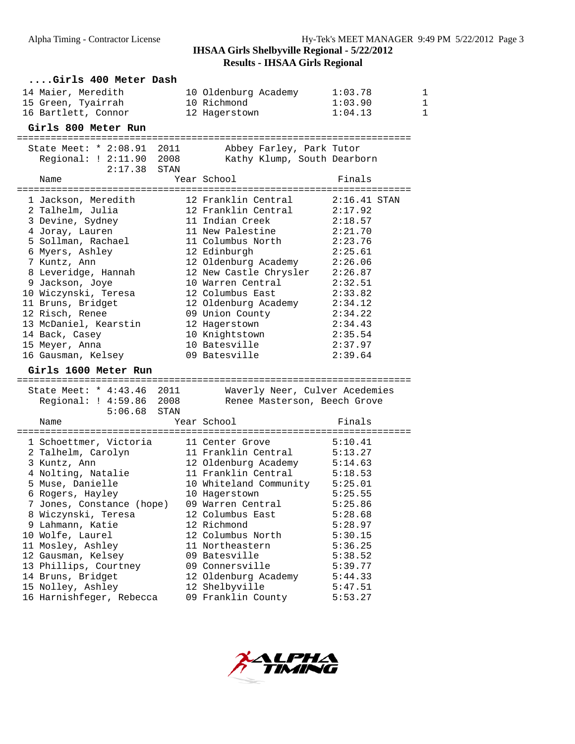**IHSAA Girls Shelbyville Regional - 5/22/2012**
**Results - IHSAA Girls Regional**

### ....Girls 400 Meter Dash

| Name | Year | School | Finals | H# |
|---|---|---|---|---|
| 14 Maier, Meredith | 10 | Oldenburg Academy | 1:03.78 | 1 |
| 15 Green, Tyairrah | 10 | Richmond | 1:03.90 | 1 |
| 16 Bartlett, Connor | 12 | Hagerstown | 1:04.13 | 1 |

### Girls 800 Meter Run

State Meet: * 2:08.91 2011 Abbey Farley, Park Tutor
Regional: ! 2:11.90 2008 Kathy Klump, South Dearborn
2:17.38 STAN

| Name | Year | School | Finals |
|---|---|---|---|
| 1 Jackson, Meredith | 12 | Franklin Central | 2:16.41 STAN |
| 2 Talhelm, Julia | 12 | Franklin Central | 2:17.92 |
| 3 Devine, Sydney | 11 | Indian Creek | 2:18.57 |
| 4 Joray, Lauren | 11 | New Palestine | 2:21.70 |
| 5 Sollman, Rachael | 11 | Columbus North | 2:23.76 |
| 6 Myers, Ashley | 12 | Edinburgh | 2:25.61 |
| 7 Kuntz, Ann | 12 | Oldenburg Academy | 2:26.06 |
| 8 Leveridge, Hannah | 12 | New Castle Chrysler | 2:26.87 |
| 9 Jackson, Joye | 10 | Warren Central | 2:32.51 |
| 10 Wiczynski, Teresa | 12 | Columbus East | 2:33.82 |
| 11 Bruns, Bridget | 12 | Oldenburg Academy | 2:34.12 |
| 12 Risch, Renee | 09 | Union County | 2:34.22 |
| 13 McDaniel, Kearstin | 12 | Hagerstown | 2:34.43 |
| 14 Back, Casey | 10 | Knightstown | 2:35.54 |
| 15 Meyer, Anna | 10 | Batesville | 2:37.97 |
| 16 Gausman, Kelsey | 09 | Batesville | 2:39.64 |

### Girls 1600 Meter Run

State Meet: * 4:43.46 2011 Waverly Neer, Culver Acedemies
Regional: ! 4:59.86 2008 Renee Masterson, Beech Grove
5:06.68 STAN

| Name | Year | School | Finals |
|---|---|---|---|
| 1 Schoettmer, Victoria | 11 | Center Grove | 5:10.41 |
| 2 Talhelm, Carolyn | 11 | Franklin Central | 5:13.27 |
| 3 Kuntz, Ann | 12 | Oldenburg Academy | 5:14.63 |
| 4 Nolting, Natalie | 11 | Franklin Central | 5:18.53 |
| 5 Muse, Danielle | 10 | Whiteland Community | 5:25.01 |
| 6 Rogers, Hayley | 10 | Hagerstown | 5:25.55 |
| 7 Jones, Constance (hope) | 09 | Warren Central | 5:25.86 |
| 8 Wiczynski, Teresa | 12 | Columbus East | 5:28.68 |
| 9 Lahmann, Katie | 12 | Richmond | 5:28.97 |
| 10 Wolfe, Laurel | 12 | Columbus North | 5:30.15 |
| 11 Mosley, Ashley | 11 | Northeastern | 5:36.25 |
| 12 Gausman, Kelsey | 09 | Batesville | 5:38.52 |
| 13 Phillips, Courtney | 09 | Connersville | 5:39.77 |
| 14 Bruns, Bridget | 12 | Oldenburg Academy | 5:44.33 |
| 15 Nolley, Ashley | 12 | Shelbyville | 5:47.51 |
| 16 Harnishfeger, Rebecca | 09 | Franklin County | 5:53.27 |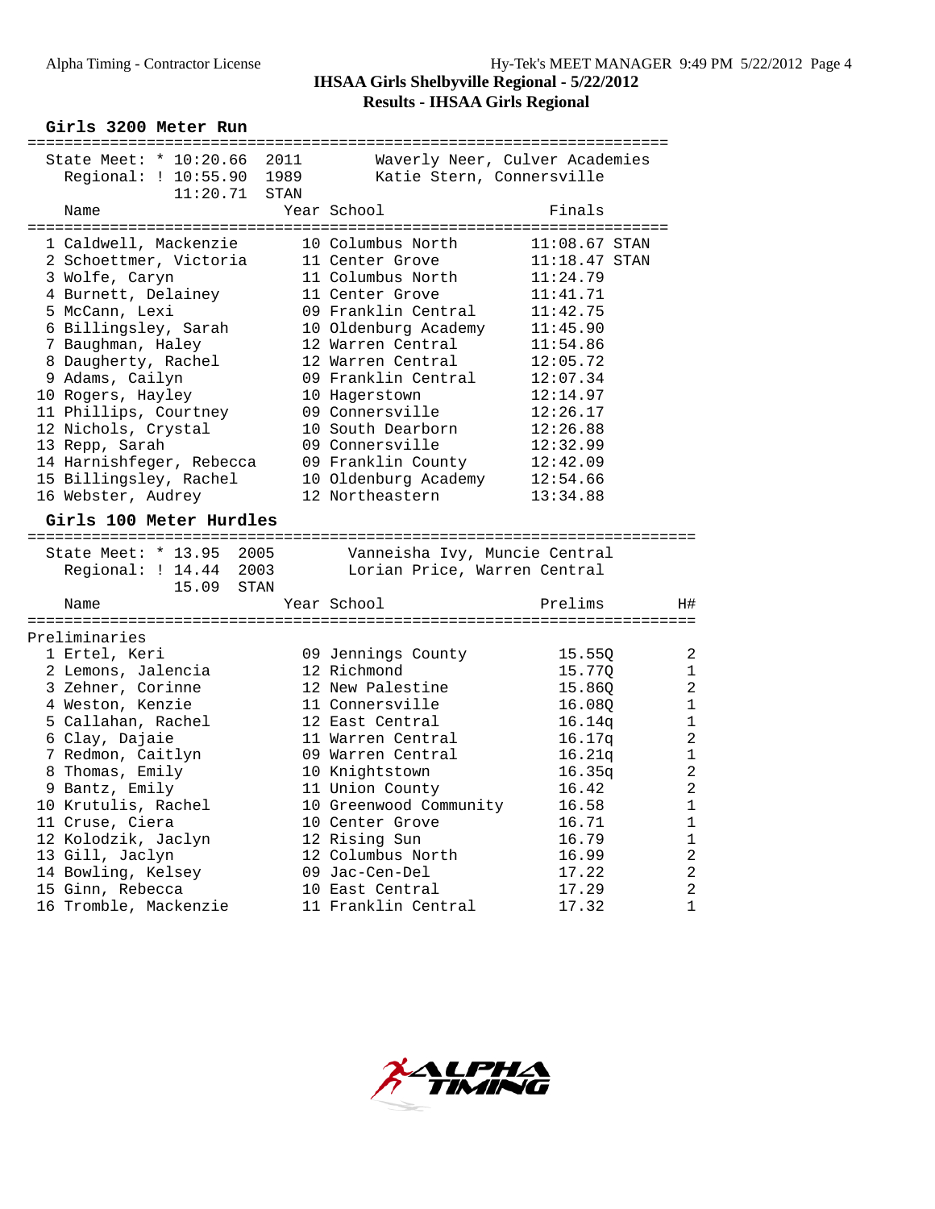# IHSAA Girls Shelbyville Regional - 5/22/2012

## Results - IHSAA Girls Regional

### Girls 3200 Meter Run

State Meet: * 10:20.66 2011 Waverly Neer, Culver Academies
Regional: ! 10:55.90 1989 Katie Stern, Connersville
11:20.71 STAN

| | Name | Year | School | Finals | |
|---|---|---|---|---|---|
| 1 | Caldwell, Mackenzie | 10 | Columbus North | 11:08.67 | STAN |
| 2 | Schoettmer, Victoria | 11 | Center Grove | 11:18.47 | STAN |
| 3 | Wolfe, Caryn | 11 | Columbus North | 11:24.79 | |
| 4 | Burnett, Delainey | 11 | Center Grove | 11:41.71 | |
| 5 | McCann, Lexi | 09 | Franklin Central | 11:42.75 | |
| 6 | Billingsley, Sarah | 10 | Oldenburg Academy | 11:45.90 | |
| 7 | Baughman, Haley | 12 | Warren Central | 11:54.86 | |
| 8 | Daugherty, Rachel | 12 | Warren Central | 12:05.72 | |
| 9 | Adams, Cailyn | 09 | Franklin Central | 12:07.34 | |
| 10 | Rogers, Hayley | 10 | Hagerstown | 12:14.97 | |
| 11 | Phillips, Courtney | 09 | Connersville | 12:26.17 | |
| 12 | Nichols, Crystal | 10 | South Dearborn | 12:26.88 | |
| 13 | Repp, Sarah | 09 | Connersville | 12:32.99 | |
| 14 | Harnishfeger, Rebecca | 09 | Franklin County | 12:42.09 | |
| 15 | Billingsley, Rachel | 10 | Oldenburg Academy | 12:54.66 | |
| 16 | Webster, Audrey | 12 | Northeastern | 13:34.88 | |

### Girls 100 Meter Hurdles

State Meet: * 13.95 2005 Vanneisha Ivy, Muncie Central
Regional: ! 14.44 2003 Lorian Price, Warren Central
15.09 STAN

Preliminaries

| | Name | Year | School | Prelims | H# |
|---|---|---|---|---|---|
| 1 | Ertel, Keri | 09 | Jennings County | 15.55Q | 2 |
| 2 | Lemons, Jalencia | 12 | Richmond | 15.77Q | 1 |
| 3 | Zehner, Corinne | 12 | New Palestine | 15.86Q | 2 |
| 4 | Weston, Kenzie | 11 | Connersville | 16.08Q | 1 |
| 5 | Callahan, Rachel | 12 | East Central | 16.14q | 1 |
| 6 | Clay, Dajaie | 11 | Warren Central | 16.17q | 2 |
| 7 | Redmon, Caitlyn | 09 | Warren Central | 16.21q | 1 |
| 8 | Thomas, Emily | 10 | Knightstown | 16.35q | 2 |
| 9 | Bantz, Emily | 11 | Union County | 16.42 | 2 |
| 10 | Krutulis, Rachel | 10 | Greenwood Community | 16.58 | 1 |
| 11 | Cruse, Ciera | 10 | Center Grove | 16.71 | 1 |
| 12 | Kolodzik, Jaclyn | 12 | Rising Sun | 16.79 | 1 |
| 13 | Gill, Jaclyn | 12 | Columbus North | 16.99 | 2 |
| 14 | Bowling, Kelsey | 09 | Jac-Cen-Del | 17.22 | 2 |
| 15 | Ginn, Rebecca | 10 | East Central | 17.29 | 2 |
| 16 | Tromble, Mackenzie | 11 | Franklin Central | 17.32 | 1 |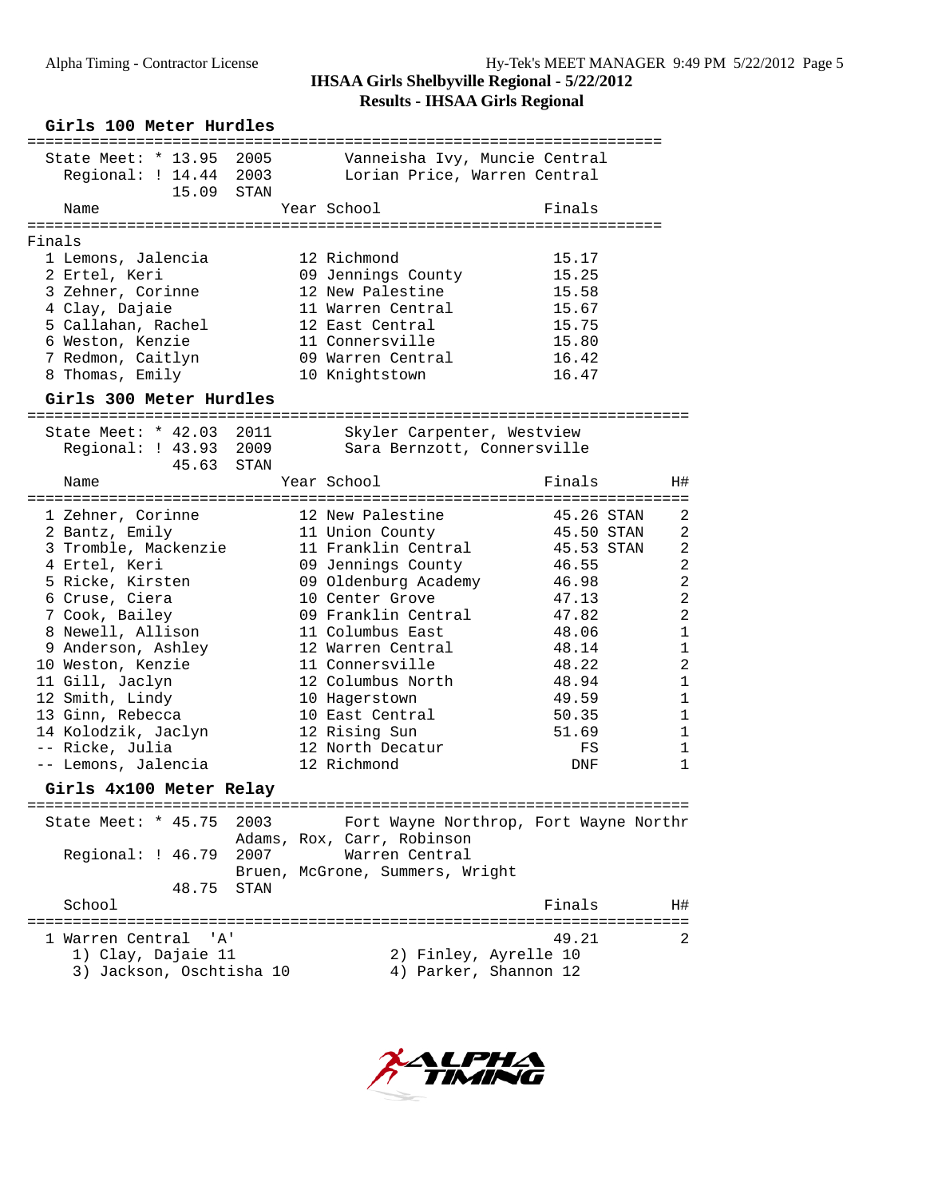## IHSAA Girls Shelbyville Regional - 5/22/2012

## Results - IHSAA Girls Regional

### Girls 100 Meter Hurdles

State Meet: * 13.95 2005 Vanneisha Ivy, Muncie Central
Regional: ! 14.44 2003 Lorian Price, Warren Central
15.09 STAN

**Finals**

| Place | Name | Year | School | Finals |
|---|---|---|---|---|
| 1 | Lemons, Jalencia | 12 | Richmond | 15.17 |
| 2 | Ertel, Keri | 09 | Jennings County | 15.25 |
| 3 | Zehner, Corinne | 12 | New Palestine | 15.58 |
| 4 | Clay, Dajaie | 11 | Warren Central | 15.67 |
| 5 | Callahan, Rachel | 12 | East Central | 15.75 |
| 6 | Weston, Kenzie | 11 | Connersville | 15.80 |
| 7 | Redmon, Caitlyn | 09 | Warren Central | 16.42 |
| 8 | Thomas, Emily | 10 | Knightstown | 16.47 |

### Girls 300 Meter Hurdles

State Meet: * 42.03 2011 Skyler Carpenter, Westview
Regional: ! 43.93 2009 Sara Bernzott, Connersville
45.63 STAN

| Place | Name | Year | School | Finals | | H# |
|---|---|---|---|---|---|---|
| 1 | Zehner, Corinne | 12 | New Palestine | 45.26 | STAN | 2 |
| 2 | Bantz, Emily | 11 | Union County | 45.50 | STAN | 2 |
| 3 | Tromble, Mackenzie | 11 | Franklin Central | 45.53 | STAN | 2 |
| 4 | Ertel, Keri | 09 | Jennings County | 46.55 | | 2 |
| 5 | Ricke, Kirsten | 09 | Oldenburg Academy | 46.98 | | 2 |
| 6 | Cruse, Ciera | 10 | Center Grove | 47.13 | | 2 |
| 7 | Cook, Bailey | 09 | Franklin Central | 47.82 | | 2 |
| 8 | Newell, Allison | 11 | Columbus East | 48.06 | | 1 |
| 9 | Anderson, Ashley | 12 | Warren Central | 48.14 | | 1 |
| 10 | Weston, Kenzie | 11 | Connersville | 48.22 | | 2 |
| 11 | Gill, Jaclyn | 12 | Columbus North | 48.94 | | 1 |
| 12 | Smith, Lindy | 10 | Hagerstown | 49.59 | | 1 |
| 13 | Ginn, Rebecca | 10 | East Central | 50.35 | | 1 |
| 14 | Kolodzik, Jaclyn | 12 | Rising Sun | 51.69 | | 1 |
| -- | Ricke, Julia | 12 | North Decatur | FS | | 1 |
| -- | Lemons, Jalencia | 12 | Richmond | DNF | | 1 |

### Girls 4x100 Meter Relay

State Meet: * 45.75 2003 Fort Wayne Northrop, Fort Wayne Northr
Adams, Rox, Carr, Robinson
Regional: ! 46.79 2007 Warren Central
Bruen, McGrone, Summers, Wright
48.75 STAN

| Place | School | Finals | H# |
|---|---|---|---|
| 1 | Warren Central 'A' | 49.21 | 2 |

1) Clay, Dajaie 11  2) Finley, Ayrelle 10
3) Jackson, Oschtisha 10  4) Parker, Shannon 12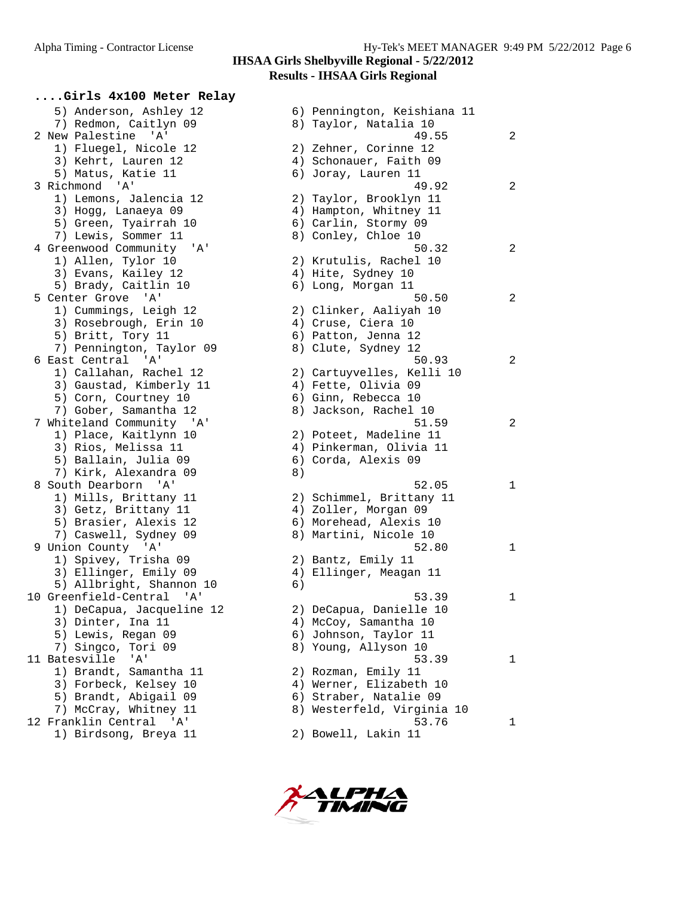**IHSAA Girls Shelbyville Regional - 5/22/2012**
**Results - IHSAA Girls Regional**

## ....Girls 4x100 Meter Relay

```
    5) Anderson, Ashley 12             6) Pennington, Keishiana 11
    7) Redmon, Caitlyn 09              8) Taylor, Natalia 10
 2 New Palestine  'A'                            49.55          2
    1) Fluegel, Nicole 12              2) Zehner, Corinne 12
    3) Kehrt, Lauren 12                4) Schonauer, Faith 09
    5) Matus, Katie 11                 6) Joray, Lauren 11
 3 Richmond  'A'                                 49.92          2
    1) Lemons, Jalencia 12             2) Taylor, Brooklyn 11
    3) Hogg, Lanaeya 09                4) Hampton, Whitney 11
    5) Green, Tyairrah 10              6) Carlin, Stormy 09
    7) Lewis, Sommer 11                8) Conley, Chloe 10
 4 Greenwood Community  'A'                      50.32          2
    1) Allen, Tylor 10                 2) Krutulis, Rachel 10
    3) Evans, Kailey 12                4) Hite, Sydney 10
    5) Brady, Caitlin 10               6) Long, Morgan 11
 5 Center Grove  'A'                             50.50          2
    1) Cummings, Leigh 12              2) Clinker, Aaliyah 10
    3) Rosebrough, Erin 10             4) Cruse, Ciera 10
    5) Britt, Tory 11                  6) Patton, Jenna 12
    7) Pennington, Taylor 09           8) Clute, Sydney 12
 6 East Central  'A'                             50.93          2
    1) Callahan, Rachel 12             2) Cartuyvelles, Kelli 10
    3) Gaustad, Kimberly 11            4) Fette, Olivia 09
    5) Corn, Courtney 10               6) Ginn, Rebecca 10
    7) Gober, Samantha 12              8) Jackson, Rachel 10
 7 Whiteland Community  'A'                      51.59          2
    1) Place, Kaitlynn 10              2) Poteet, Madeline 11
    3) Rios, Melissa 11                4) Pinkerman, Olivia 11
    5) Ballain, Julia 09               6) Corda, Alexis 09
    7) Kirk, Alexandra 09              8)
 8 South Dearborn  'A'                           52.05          1
    1) Mills, Brittany 11              2) Schimmel, Brittany 11
    3) Getz, Brittany 11               4) Zoller, Morgan 09
    5) Brasier, Alexis 12              6) Morehead, Alexis 10
    7) Caswell, Sydney 09              8) Martini, Nicole 10
 9 Union County  'A'                             52.80          1
    1) Spivey, Trisha 09               2) Bantz, Emily 11
    3) Ellinger, Emily 09              4) Ellinger, Meagan 11
    5) Allbright, Shannon 10           6)
10 Greenfield-Central  'A'                       53.39          1
    1) DeCapua, Jacqueline 12          2) DeCapua, Danielle 10
    3) Dinter, Ina 11                  4) McCoy, Samantha 10
    5) Lewis, Regan 09                 6) Johnson, Taylor 11
    7) Singco, Tori 09                 8) Young, Allyson 10
11 Batesville  'A'                               53.39          1
    1) Brandt, Samantha 11             2) Rozman, Emily 11
    3) Forbeck, Kelsey 10              4) Werner, Elizabeth 10
    5) Brandt, Abigail 09              6) Straber, Natalie 09
    7) McCray, Whitney 11              8) Westerfeld, Virginia 10
12 Franklin Central  'A'                         53.76          1
    1) Birdsong, Breya 11              2) Bowell, Lakin 11
```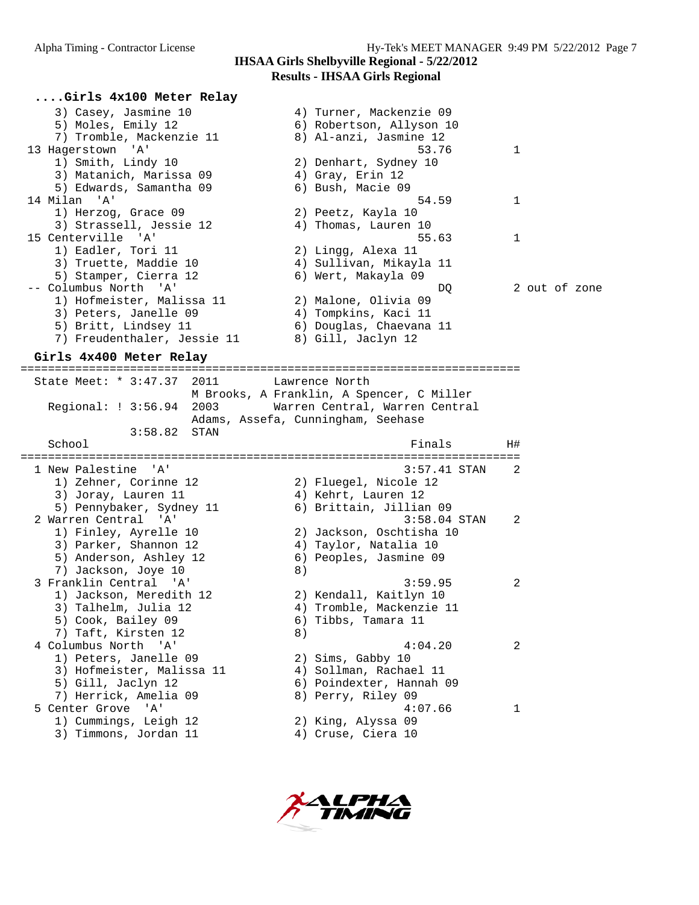## IHSAA Girls Shelbyville Regional - 5/22/2012

### Results - IHSAA Girls Regional

### ....Girls 4x100 Meter Relay

```
    3) Casey, Jasmine 10                4) Turner, Mackenzie 09
    5) Moles, Emily 12                  6) Robertson, Allyson 10
    7) Tromble, Mackenzie 11            8) Al-anzi, Jasmine 12
 13 Hagerstown  'A'                                   53.76          1
    1) Smith, Lindy 10                  2) Denhart, Sydney 10
    3) Matanich, Marissa 09             4) Gray, Erin 12
    5) Edwards, Samantha 09             6) Bush, Macie 09
 14 Milan  'A'                                        54.59          1
    1) Herzog, Grace 09                 2) Peetz, Kayla 10
    3) Strassell, Jessie 12             4) Thomas, Lauren 10
 15 Centerville  'A'                                  55.63          1
    1) Eadler, Tori 11                  2) Lingg, Alexa 11
    3) Truette, Maddie 10               4) Sullivan, Mikayla 11
    5) Stamper, Cierra 12               6) Wert, Makayla 09
 -- Columbus North  'A'                                  DQ          2 out of zone
    1) Hofmeister, Malissa 11           2) Malone, Olivia 09
    3) Peters, Janelle 09               4) Tompkins, Kaci 11
    5) Britt, Lindsey 11                6) Douglas, Chaevana 11
    7) Freudenthaler, Jessie 11         8) Gill, Jaclyn 12
```

### Girls 4x400 Meter Relay

```
=========================================================================
  State Meet: * 3:47.37  2011        Lawrence North
                         M Brooks, A Franklin, A Spencer, C Miller
    Regional: ! 3:56.94  2003        Warren Central, Warren Central
                         Adams, Assefa, Cunningham, Seehase
              3:58.82  STAN
    School                                           Finals        H#
=========================================================================
  1 New Palestine  'A'                             3:57.41 STAN    2
     1) Zehner, Corinne 12              2) Fluegel, Nicole 12
     3) Joray, Lauren 11                4) Kehrt, Lauren 12
     5) Pennybaker, Sydney 11           6) Brittain, Jillian 09
  2 Warren Central  'A'                            3:58.04 STAN    2
     1) Finley, Ayrelle 10              2) Jackson, Oschtisha 10
     3) Parker, Shannon 12              4) Taylor, Natalia 10
     5) Anderson, Ashley 12             6) Peoples, Jasmine 09
     7) Jackson, Joye 10                8)
  3 Franklin Central  'A'                          3:59.95         2
     1) Jackson, Meredith 12            2) Kendall, Kaitlyn 10
     3) Talhelm, Julia 12               4) Tromble, Mackenzie 11
     5) Cook, Bailey 09                 6) Tibbs, Tamara 11
     7) Taft, Kirsten 12                8)
  4 Columbus North  'A'                            4:04.20         2
     1) Peters, Janelle 09              2) Sims, Gabby 10
     3) Hofmeister, Malissa 11          4) Sollman, Rachael 11
     5) Gill, Jaclyn 12                 6) Poindexter, Hannah 09
     7) Herrick, Amelia 09              8) Perry, Riley 09
  5 Center Grove  'A'                              4:07.66         1
     1) Cummings, Leigh 12              2) King, Alyssa 09
     3) Timmons, Jordan 11              4) Cruse, Ciera 10
```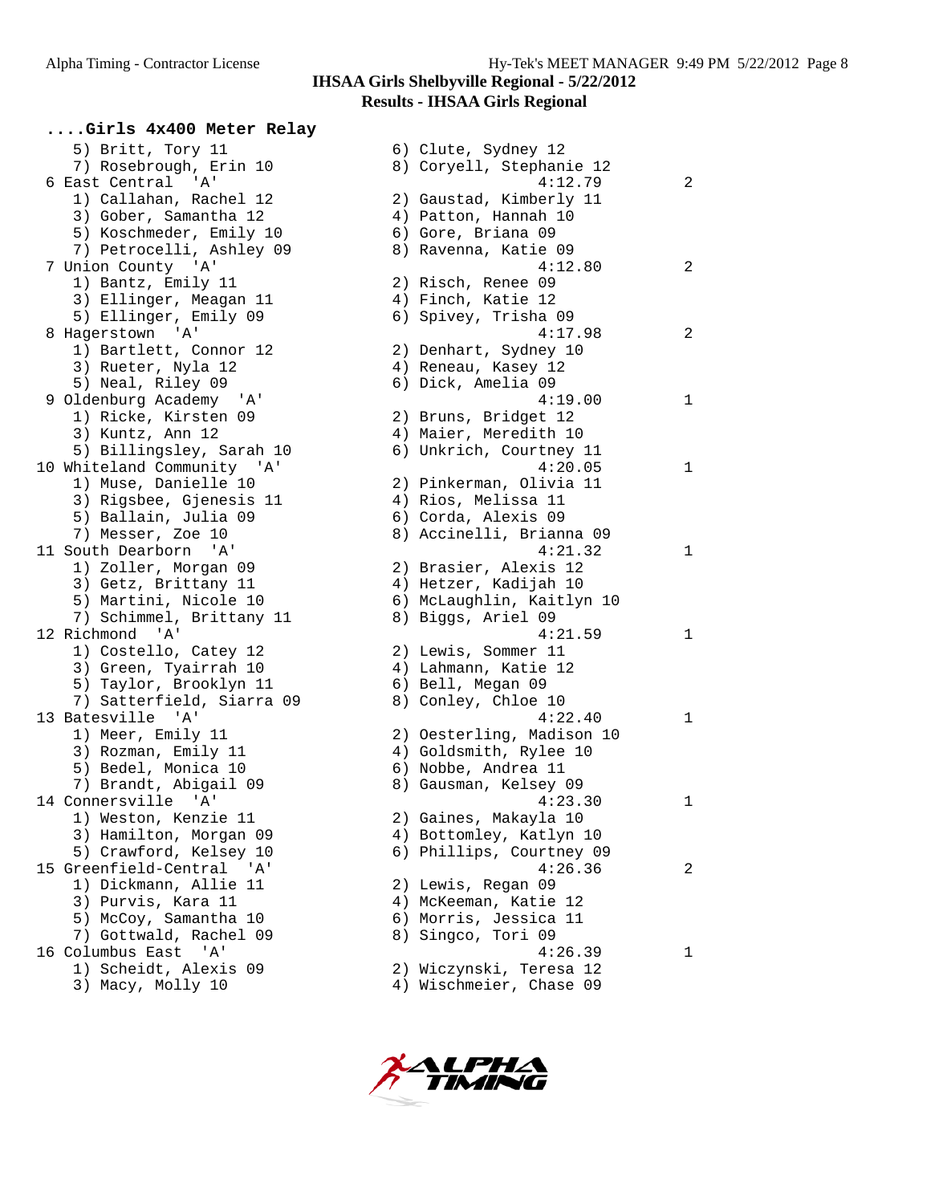## IHSAA Girls Shelbyville Regional - 5/22/2012
### Results - IHSAA Girls Regional

**....Girls 4x400 Meter Relay**

```
    5) Britt, Tory 11                     6) Clute, Sydney 12
    7) Rosebrough, Erin 10                8) Coryell, Stephanie 12
  6 East Central  'A'                                4:12.79          2
    1) Callahan, Rachel 12                2) Gaustad, Kimberly 11
    3) Gober, Samantha 12                 4) Patton, Hannah 10
    5) Koschmeder, Emily 10               6) Gore, Briana 09
    7) Petrocelli, Ashley 09              8) Ravenna, Katie 09
  7 Union County  'A'                                4:12.80          2
    1) Bantz, Emily 11                    2) Risch, Renee 09
    3) Ellinger, Meagan 11                4) Finch, Katie 12
    5) Ellinger, Emily 09                 6) Spivey, Trisha 09
  8 Hagerstown  'A'                                  4:17.98          2
    1) Bartlett, Connor 12                2) Denhart, Sydney 10
    3) Rueter, Nyla 12                    4) Reneau, Kasey 12
    5) Neal, Riley 09                     6) Dick, Amelia 09
  9 Oldenburg Academy  'A'                           4:19.00          1
    1) Ricke, Kirsten 09                  2) Bruns, Bridget 12
    3) Kuntz, Ann 12                      4) Maier, Meredith 10
    5) Billingsley, Sarah 10              6) Unkrich, Courtney 11
 10 Whiteland Community  'A'                         4:20.05          1
    1) Muse, Danielle 10                  2) Pinkerman, Olivia 11
    3) Rigsbee, Gjenesis 11               4) Rios, Melissa 11
    5) Ballain, Julia 09                  6) Corda, Alexis 09
    7) Messer, Zoe 10                     8) Accinelli, Brianna 09
 11 South Dearborn  'A'                              4:21.32          1
    1) Zoller, Morgan 09                  2) Brasier, Alexis 12
    3) Getz, Brittany 11                  4) Hetzer, Kadijah 10
    5) Martini, Nicole 10                 6) McLaughlin, Kaitlyn 10
    7) Schimmel, Brittany 11              8) Biggs, Ariel 09
 12 Richmond  'A'                                    4:21.59          1
    1) Costello, Catey 12                 2) Lewis, Sommer 11
    3) Green, Tyairrah 10                 4) Lahmann, Katie 12
    5) Taylor, Brooklyn 11                6) Bell, Megan 09
    7) Satterfield, Siarra 09             8) Conley, Chloe 10
 13 Batesville  'A'                                  4:22.40          1
    1) Meer, Emily 11                     2) Oesterling, Madison 10
    3) Rozman, Emily 11                   4) Goldsmith, Rylee 10
    5) Bedel, Monica 10                   6) Nobbe, Andrea 11
    7) Brandt, Abigail 09                 8) Gausman, Kelsey 09
 14 Connersville  'A'                                4:23.30          1
    1) Weston, Kenzie 11                  2) Gaines, Makayla 10
    3) Hamilton, Morgan 09                4) Bottomley, Katlyn 10
    5) Crawford, Kelsey 10                6) Phillips, Courtney 09
 15 Greenfield-Central  'A'                          4:26.36          2
    1) Dickmann, Allie 11                 2) Lewis, Regan 09
    3) Purvis, Kara 11                    4) McKeeman, Katie 12
    5) McCoy, Samantha 10                 6) Morris, Jessica 11
    7) Gottwald, Rachel 09                8) Singco, Tori 09
 16 Columbus East  'A'                               4:26.39          1
    1) Scheidt, Alexis 09                 2) Wiczynski, Teresa 12
    3) Macy, Molly 10                     4) Wischmeier, Chase 09
```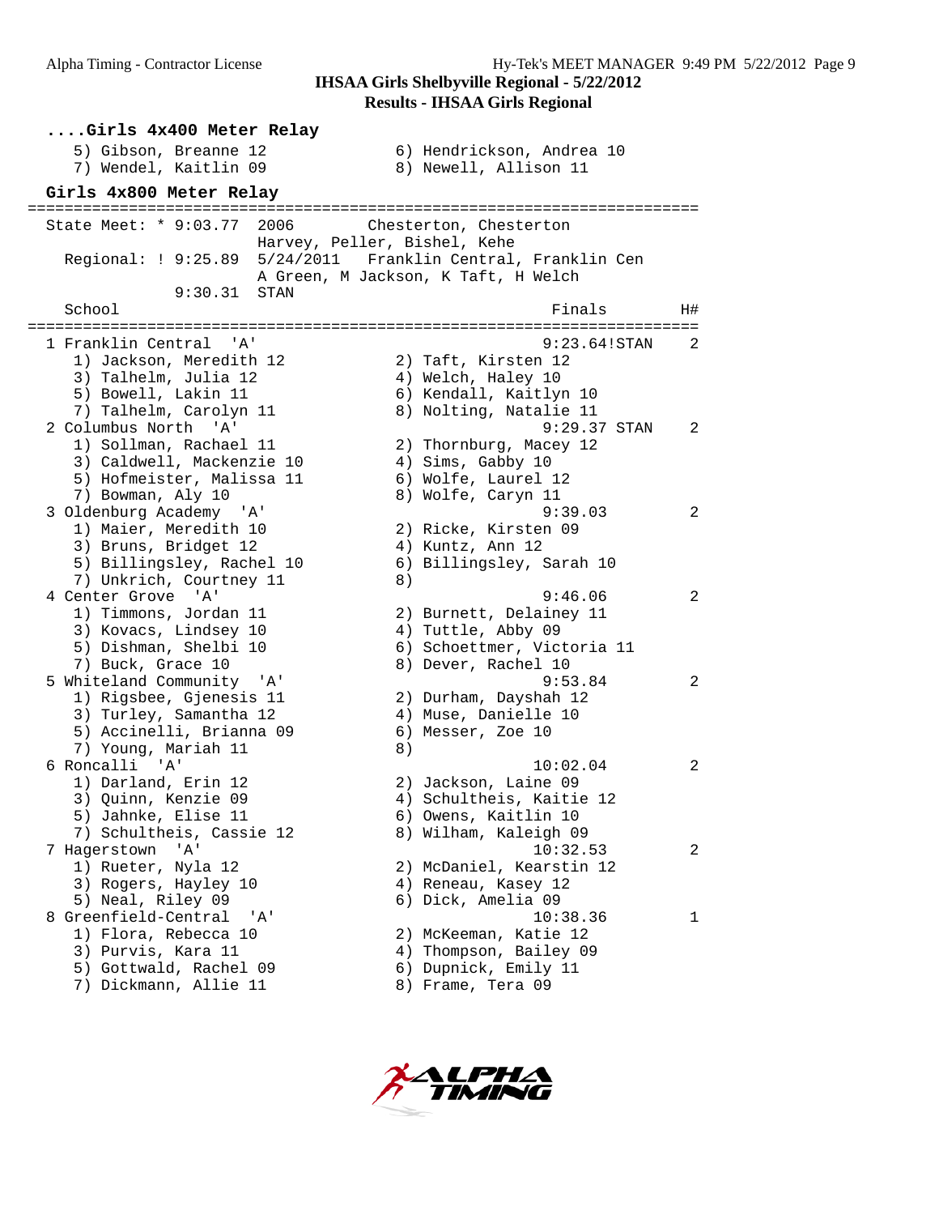**IHSAA Girls Shelbyville Regional - 5/22/2012**
**Results - IHSAA Girls Regional**

```
....Girls 4x400 Meter Relay
    5) Gibson, Breanne 12             6) Hendrickson, Andrea 10
    7) Wendel, Kaitlin 09             8) Newell, Allison 11
```

### Girls 4x800 Meter Relay

```
=========================================================================
 State Meet: * 9:03.77  2006         Chesterton, Chesterton
                       Harvey, Peller, Bishel, Kehe
   Regional: ! 9:25.89  5/24/2011   Franklin Central, Franklin Cen
                       A Green, M Jackson, K Taft, H Welch
             9:30.31  STAN
   School                                             Finals        H#
=========================================================================
 1 Franklin Central  'A'                             9:23.64!STAN    2
    1) Jackson, Meredith 12           2) Taft, Kirsten 12
    3) Talhelm, Julia 12              4) Welch, Haley 10
    5) Bowell, Lakin 11               6) Kendall, Kaitlyn 10
    7) Talhelm, Carolyn 11            8) Nolting, Natalie 11
 2 Columbus North  'A'                               9:29.37 STAN    2
    1) Sollman, Rachael 11            2) Thornburg, Macey 12
    3) Caldwell, Mackenzie 10         4) Sims, Gabby 10
    5) Hofmeister, Malissa 11         6) Wolfe, Laurel 12
    7) Bowman, Aly 10                 8) Wolfe, Caryn 11
 3 Oldenburg Academy  'A'                            9:39.03         2
    1) Maier, Meredith 10             2) Ricke, Kirsten 09
    3) Bruns, Bridget 12              4) Kuntz, Ann 12
    5) Billingsley, Rachel 10         6) Billingsley, Sarah 10
    7) Unkrich, Courtney 11           8)
 4 Center Grove  'A'                                 9:46.06         2
    1) Timmons, Jordan 11             2) Burnett, Delainey 11
    3) Kovacs, Lindsey 10             4) Tuttle, Abby 09
    5) Dishman, Shelbi 10             6) Schoettmer, Victoria 11
    7) Buck, Grace 10                 8) Dever, Rachel 10
 5 Whiteland Community  'A'                          9:53.84         2
    1) Rigsbee, Gjenesis 11           2) Durham, Dayshah 12
    3) Turley, Samantha 12            4) Muse, Danielle 10
    5) Accinelli, Brianna 09          6) Messer, Zoe 10
    7) Young, Mariah 11               8)
 6 Roncalli  'A'                                    10:02.04         2
    1) Darland, Erin 12               2) Jackson, Laine 09
    3) Quinn, Kenzie 09               4) Schultheis, Kaitie 12
    5) Jahnke, Elise 11               6) Owens, Kaitlin 10
    7) Schultheis, Cassie 12          8) Wilham, Kaleigh 09
 7 Hagerstown  'A'                                  10:32.53         2
    1) Rueter, Nyla 12                2) McDaniel, Kearstin 12
    3) Rogers, Hayley 10              4) Reneau, Kasey 12
    5) Neal, Riley 09                 6) Dick, Amelia 09
 8 Greenfield-Central  'A'                          10:38.36         1
    1) Flora, Rebecca 10              2) McKeeman, Katie 12
    3) Purvis, Kara 11                4) Thompson, Bailey 09
    5) Gottwald, Rachel 09            6) Dupnick, Emily 11
    7) Dickmann, Allie 11             8) Frame, Tera 09
```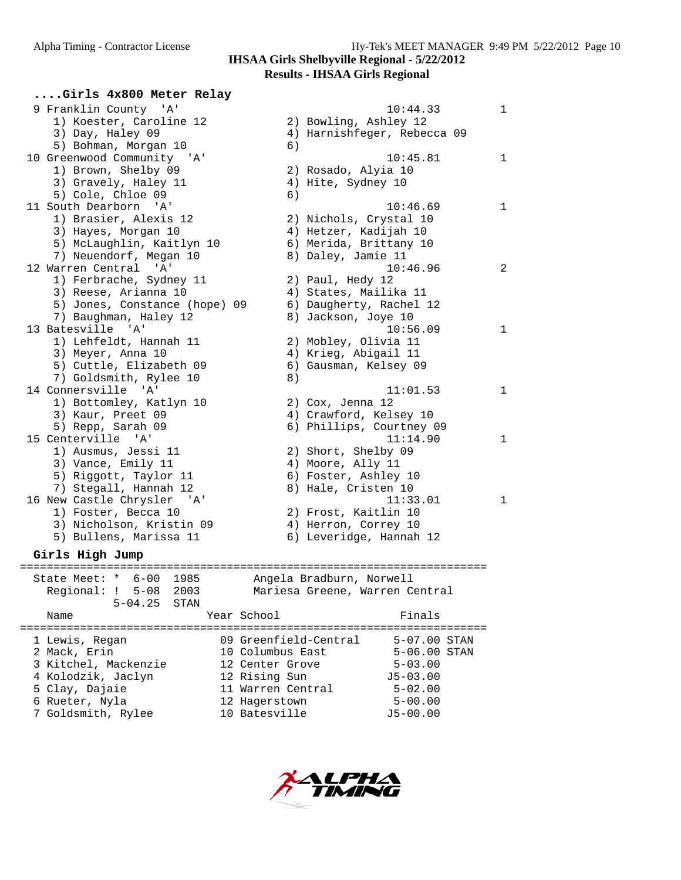## ....Girls 4x800 Meter Relay

```
  9 Franklin County  'A'                              10:44.33          1
     1) Koester, Caroline 12            2) Bowling, Ashley 12
     3) Day, Haley 09                   4) Harnishfeger, Rebecca 09
     5) Bohman, Morgan 10               6)
 10 Greenwood Community  'A'                          10:45.81          1
     1) Brown, Shelby 09                2) Rosado, Alyia 10
     3) Gravely, Haley 11               4) Hite, Sydney 10
     5) Cole, Chloe 09                  6)
 11 South Dearborn  'A'                               10:46.69          1
     1) Brasier, Alexis 12              2) Nichols, Crystal 10
     3) Hayes, Morgan 10                4) Hetzer, Kadijah 10
     5) McLaughlin, Kaitlyn 10          6) Merida, Brittany 10
     7) Neuendorf, Megan 10             8) Daley, Jamie 11
 12 Warren Central  'A'                               10:46.96          2
     1) Ferbrache, Sydney 11            2) Paul, Hedy 12
     3) Reese, Arianna 10               4) States, Mailika 11
     5) Jones, Constance (hope) 09      6) Daugherty, Rachel 12
     7) Baughman, Haley 12              8) Jackson, Joye 10
 13 Batesville  'A'                                   10:56.09          1
     1) Lehfeldt, Hannah 11             2) Mobley, Olivia 11
     3) Meyer, Anna 10                  4) Krieg, Abigail 11
     5) Cuttle, Elizabeth 09            6) Gausman, Kelsey 09
     7) Goldsmith, Rylee 10             8)
 14 Connersville  'A'                                 11:01.53          1
     1) Bottomley, Katlyn 10            2) Cox, Jenna 12
     3) Kaur, Preet 09                  4) Crawford, Kelsey 10
     5) Repp, Sarah 09                  6) Phillips, Courtney 09
 15 Centerville  'A'                                  11:14.90          1
     1) Ausmus, Jessi 11                2) Short, Shelby 09
     3) Vance, Emily 11                 4) Moore, Ally 11
     5) Riggott, Taylor 11              6) Foster, Ashley 10
     7) Stegall, Hannah 12              8) Hale, Cristen 10
 16 New Castle Chrysler  'A'                          11:33.01          1
     1) Foster, Becca 10                2) Frost, Kaitlin 10
     3) Nicholson, Kristin 09           4) Herron, Correy 10
     5) Bullens, Marissa 11             6) Leveridge, Hannah 12
```

## Girls High Jump

```
=======================================================================
 State Meet: *  6-00  1985        Angela Bradburn, Norwell
   Regional: !  5-08  2003        Mariesa Greene, Warren Central
             5-04.25  STAN
    Name                   Year School                  Finals
=======================================================================
  1 Lewis, Regan             09 Greenfield-Central     5-07.00 STAN
  2 Mack, Erin               10 Columbus East          5-06.00 STAN
  3 Kitchel, Mackenzie       12 Center Grove           5-03.00
  4 Kolodzik, Jaclyn         12 Rising Sun            J5-03.00
  5 Clay, Dajaie             11 Warren Central         5-02.00
  6 Rueter, Nyla             12 Hagerstown             5-00.00
  7 Goldsmith, Rylee         10 Batesville            J5-00.00
```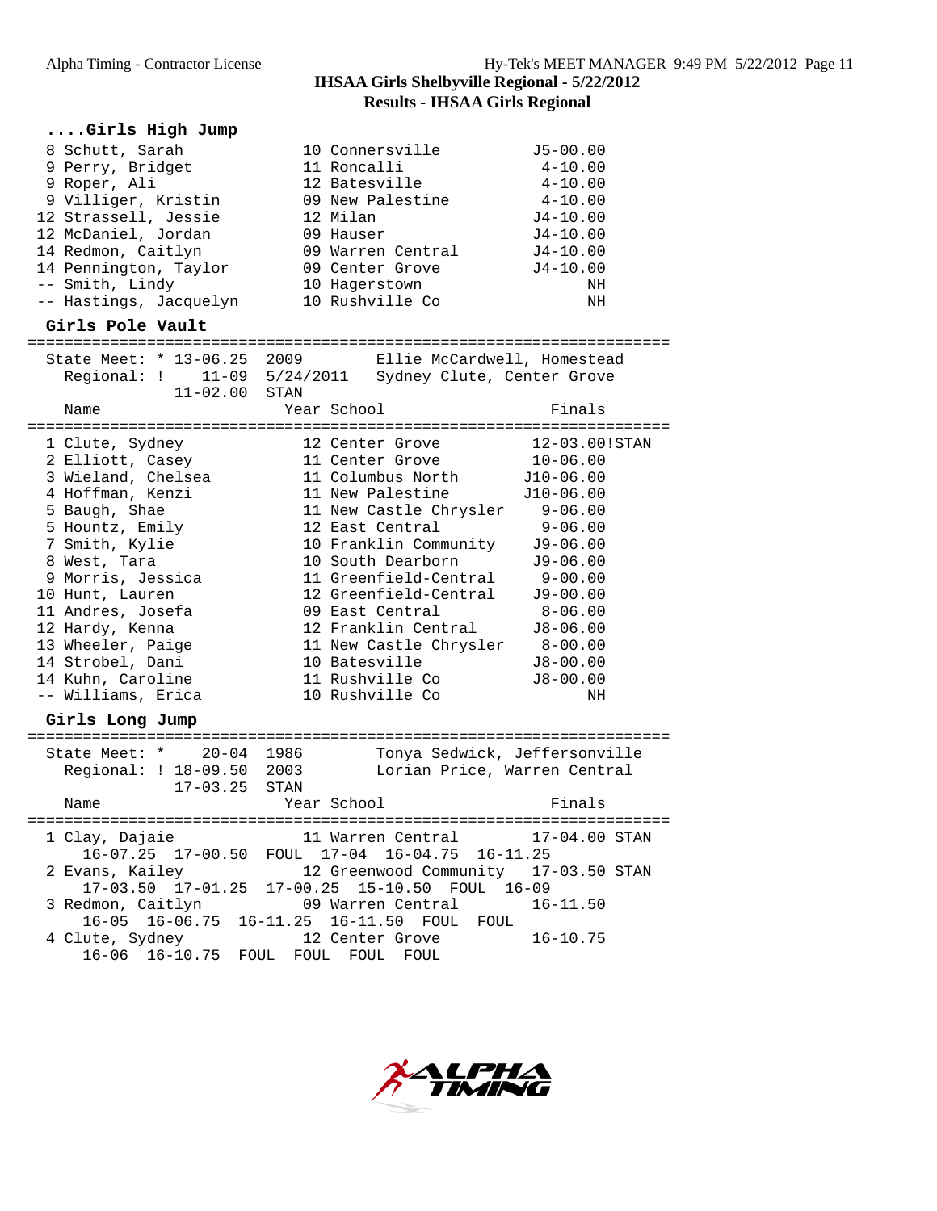# IHSAA Girls Shelbyville Regional - 5/22/2012

## Results - IHSAA Girls Regional

### ....Girls High Jump

| Place | Name | Year | School | Finals |
|---|---|---|---|---|
| 8 | Schutt, Sarah | 10 | Connersville | J5-00.00 |
| 9 | Perry, Bridget | 11 | Roncalli | 4-10.00 |
| 9 | Roper, Ali | 12 | Batesville | 4-10.00 |
| 9 | Villiger, Kristin | 09 | New Palestine | 4-10.00 |
| 12 | Strassell, Jessie | 12 | Milan | J4-10.00 |
| 12 | McDaniel, Jordan | 09 | Hauser | J4-10.00 |
| 14 | Redmon, Caitlyn | 09 | Warren Central | J4-10.00 |
| 14 | Pennington, Taylor | 09 | Center Grove | J4-10.00 |
| -- | Smith, Lindy | 10 | Hagerstown | NH |
| -- | Hastings, Jacquelyn | 10 | Rushville Co | NH |

### Girls Pole Vault

State Meet: * 13-06.25 2009 Ellie McCardwell, Homestead
Regional: ! 11-09 5/24/2011 Sydney Clute, Center Grove
11-02.00 STAN

| Place | Name | Year | School | Finals |
|---|---|---|---|---|
| 1 | Clute, Sydney | 12 | Center Grove | 12-03.00!STAN |
| 2 | Elliott, Casey | 11 | Center Grove | 10-06.00 |
| 3 | Wieland, Chelsea | 11 | Columbus North | J10-06.00 |
| 4 | Hoffman, Kenzi | 11 | New Palestine | J10-06.00 |
| 5 | Baugh, Shae | 11 | New Castle Chrysler | 9-06.00 |
| 5 | Hountz, Emily | 12 | East Central | 9-06.00 |
| 7 | Smith, Kylie | 10 | Franklin Community | J9-06.00 |
| 8 | West, Tara | 10 | South Dearborn | J9-06.00 |
| 9 | Morris, Jessica | 11 | Greenfield-Central | 9-00.00 |
| 10 | Hunt, Lauren | 12 | Greenfield-Central | J9-00.00 |
| 11 | Andres, Josefa | 09 | East Central | 8-06.00 |
| 12 | Hardy, Kenna | 12 | Franklin Central | J8-06.00 |
| 13 | Wheeler, Paige | 11 | New Castle Chrysler | 8-00.00 |
| 14 | Strobel, Dani | 10 | Batesville | J8-00.00 |
| 14 | Kuhn, Caroline | 11 | Rushville Co | J8-00.00 |
| -- | Williams, Erica | 10 | Rushville Co | NH |

### Girls Long Jump

State Meet: * 20-04 1986 Tonya Sedwick, Jeffersonville
Regional: ! 18-09.50 2003 Lorian Price, Warren Central
17-03.25 STAN

| Place | Name | Year | School | Finals |
|---|---|---|---|---|
| 1 | Clay, Dajaie | 11 | Warren Central | 17-04.00 STAN |
| | 16-07.25 17-00.50 FOUL 17-04 16-04.75 16-11.25 | | | |
| 2 | Evans, Kailey | 12 | Greenwood Community | 17-03.50 STAN |
| | 17-03.50 17-01.25 17-00.25 15-10.50 FOUL 16-09 | | | |
| 3 | Redmon, Caitlyn | 09 | Warren Central | 16-11.50 |
| | 16-05 16-06.75 16-11.25 16-11.50 FOUL FOUL | | | |
| 4 | Clute, Sydney | 12 | Center Grove | 16-10.75 |
| | 16-06 16-10.75 FOUL FOUL FOUL FOUL | | | |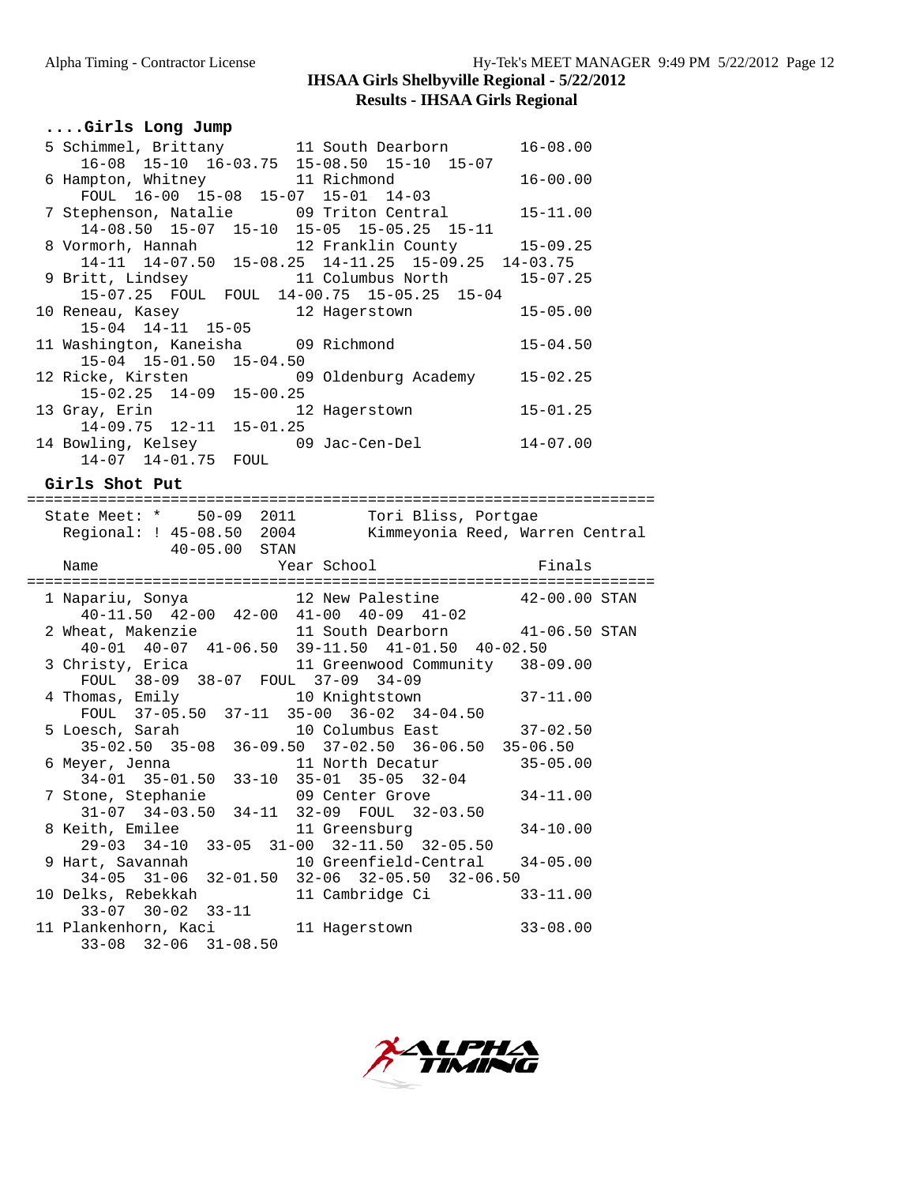# IHSAA Girls Shelbyville Regional - 5/22/2012

## Results - IHSAA Girls Regional

### ....Girls Long Jump

```
  5 Schimmel, Brittany         11 South Dearborn         16-08.00
      16-08  15-10  16-03.75  15-08.50  15-10  15-07
  6 Hampton, Whitney           11 Richmond               16-00.00
      FOUL  16-00  15-08  15-07  15-01  14-03
  7 Stephenson, Natalie        09 Triton Central         15-11.00
      14-08.50  15-07  15-10  15-05  15-05.25  15-11
  8 Vormorh, Hannah            12 Franklin County        15-09.25
      14-11  14-07.50  15-08.25  14-11.25  15-09.25  14-03.75
  9 Britt, Lindsey             11 Columbus North         15-07.25
      15-07.25  FOUL  FOUL  14-00.75  15-05.25  15-04
 10 Reneau, Kasey              12 Hagerstown             15-05.00
      15-04  14-11  15-05
 11 Washington, Kaneisha       09 Richmond               15-04.50
      15-04  15-01.50  15-04.50
 12 Ricke, Kirsten             09 Oldenburg Academy      15-02.25
      15-02.25  14-09  15-00.25
 13 Gray, Erin                 12 Hagerstown             15-01.25
      14-09.75  12-11  15-01.25
 14 Bowling, Kelsey            09 Jac-Cen-Del            14-07.00
      14-07  14-01.75  FOUL
```

### Girls Shot Put

```
=======================================================================
  State Meet: *   50-09  2011         Tori Bliss, Portgae
    Regional: ! 45-08.50  2004        Kimmeyonia Reed, Warren Central
                40-05.00  STAN
    Name                    Year School                 Finals
=======================================================================
  1 Napariu, Sonya             12 New Palestine          42-00.00 STAN
      40-11.50  42-00  42-00  41-00  40-09  41-02
  2 Wheat, Makenzie            11 South Dearborn         41-06.50 STAN
      40-01  40-07  41-06.50  39-11.50  41-01.50  40-02.50
  3 Christy, Erica             11 Greenwood Community    38-09.00
      FOUL  38-09  38-07  FOUL  37-09  34-09
  4 Thomas, Emily              10 Knightstown            37-11.00
      FOUL  37-05.50  37-11  35-00  36-02  34-04.50
  5 Loesch, Sarah              10 Columbus East          37-02.50
      35-02.50  35-08  36-09.50  37-02.50  36-06.50  35-06.50
  6 Meyer, Jenna               11 North Decatur          35-05.00
      34-01  35-01.50  33-10  35-01  35-05  32-04
  7 Stone, Stephanie           09 Center Grove           34-11.00
      31-07  34-03.50  34-11  32-09  FOUL  32-03.50
  8 Keith, Emilee              11 Greensburg             34-10.00
      29-03  34-10  33-05  31-00  32-11.50  32-05.50
  9 Hart, Savannah             10 Greenfield-Central     34-05.00
      34-05  31-06  32-01.50  32-06  32-05.50  32-06.50
 10 Delks, Rebekkah            11 Cambridge Ci           33-11.00
      33-07  30-02  33-11
 11 Plankenhorn, Kaci          11 Hagerstown             33-08.00
      33-08  32-06  31-08.50
```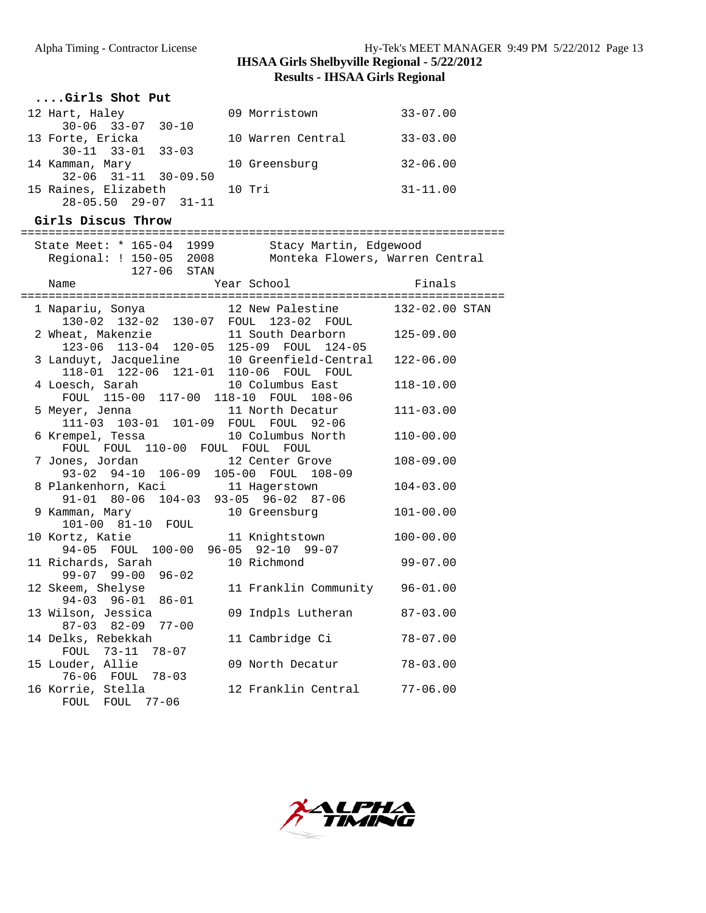## IHSAA Girls Shelbyville Regional - 5/22/2012

## Results - IHSAA Girls Regional

### ....Girls Shot Put

```
 12 Hart, Haley                09 Morristown            33-07.00
     30-06  33-07  30-10
 13 Forte, Ericka              10 Warren Central        33-03.00
     30-11  33-01  33-03
 14 Kamman, Mary               10 Greensburg            32-06.00
     32-06  31-11  30-09.50
 15 Raines, Elizabeth          10 Tri                   31-11.00
     28-05.50  29-07  31-11
```

### Girls Discus Throw

```
=========================================================================
  State Meet: * 165-04  1999          Stacy Martin, Edgewood
    Regional: ! 150-05  2008          Monteka Flowers, Warren Central
                127-06  STAN
    Name                    Year School                  Finals
=========================================================================
  1 Napariu, Sonya             12 New Palestine         132-02.00 STAN
      130-02  132-02  130-07  FOUL  123-02  FOUL
  2 Wheat, Makenzie            11 South Dearborn        125-09.00
      123-06  113-04  120-05  125-09  FOUL  124-05
  3 Landuyt, Jacqueline        10 Greenfield-Central    122-06.00
      118-01  122-06  121-01  110-06  FOUL  FOUL
  4 Loesch, Sarah              10 Columbus East         118-10.00
      FOUL  115-00  117-00  118-10  FOUL  108-06
  5 Meyer, Jenna               11 North Decatur         111-03.00
      111-03  103-01  101-09  FOUL  FOUL  92-06
  6 Krempel, Tessa             10 Columbus North        110-00.00
      FOUL  FOUL  110-00  FOUL  FOUL  FOUL
  7 Jones, Jordan              12 Center Grove          108-09.00
      93-02  94-10  106-09  105-00  FOUL  108-09
  8 Plankenhorn, Kaci          11 Hagerstown            104-03.00
      91-01  80-06  104-03  93-05  96-02  87-06
  9 Kamman, Mary               10 Greensburg            101-00.00
      101-00  81-10  FOUL
 10 Kortz, Katie               11 Knightstown           100-00.00
      94-05  FOUL  100-00  96-05  92-10  99-07
 11 Richards, Sarah            10 Richmond               99-07.00
      99-07  99-00  96-02
 12 Skeem, Shelyse             11 Franklin Community     96-01.00
      94-03  96-01  86-01
 13 Wilson, Jessica            09 Indpls Lutheran        87-03.00
      87-03  82-09  77-00
 14 Delks, Rebekkah            11 Cambridge Ci           78-07.00
      FOUL  73-11  78-07
 15 Louder, Allie              09 North Decatur          78-03.00
      76-06  FOUL  78-03
 16 Korrie, Stella             12 Franklin Central       77-06.00
      FOUL  FOUL  77-06
```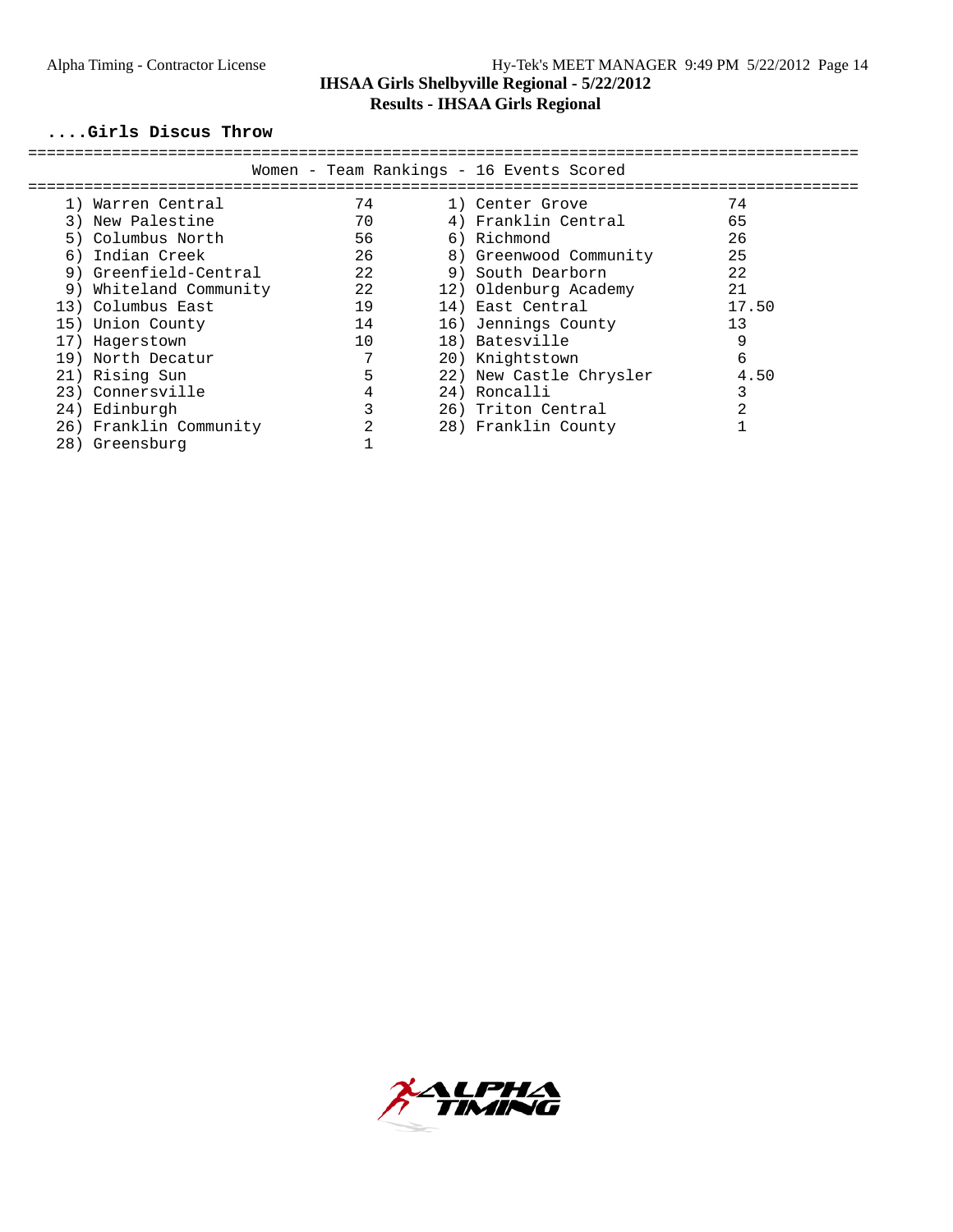IHSAA Girls Shelbyville Regional - 5/22/2012

Results - IHSAA Girls Regional

### ....Girls Discus Throw

**Women - Team Rankings - 16 Events Scored**

| | | | | | |
|---|---|---|---|---|---|
| 1) | Warren Central | 74 | 1) | Center Grove | 74 |
| 3) | New Palestine | 70 | 4) | Franklin Central | 65 |
| 5) | Columbus North | 56 | 6) | Richmond | 26 |
| 6) | Indian Creek | 26 | 8) | Greenwood Community | 25 |
| 9) | Greenfield-Central | 22 | 9) | South Dearborn | 22 |
| 9) | Whiteland Community | 22 | 12) | Oldenburg Academy | 21 |
| 13) | Columbus East | 19 | 14) | East Central | 17.50 |
| 15) | Union County | 14 | 16) | Jennings County | 13 |
| 17) | Hagerstown | 10 | 18) | Batesville | 9 |
| 19) | North Decatur | 7 | 20) | Knightstown | 6 |
| 21) | Rising Sun | 5 | 22) | New Castle Chrysler | 4.50 |
| 23) | Connersville | 4 | 24) | Roncalli | 3 |
| 24) | Edinburgh | 3 | 26) | Triton Central | 2 |
| 26) | Franklin Community | 2 | 28) | Franklin County | 1 |
| 28) | Greensburg | 1 | | | |